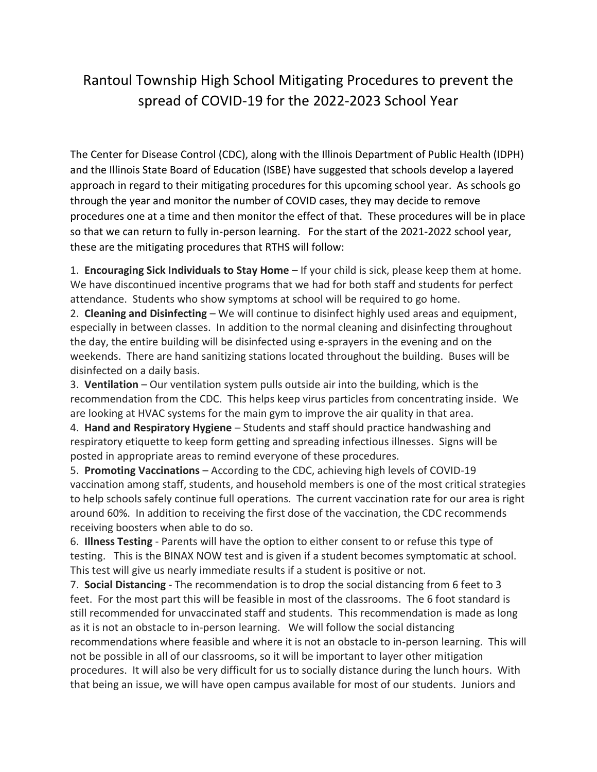# Rantoul Township High School Mitigating Procedures to prevent the spread of COVID-19 for the 2022-2023 School Year

The Center for Disease Control (CDC), along with the Illinois Department of Public Health (IDPH) and the Illinois State Board of Education (ISBE) have suggested that schools develop a layered approach in regard to their mitigating procedures for this upcoming school year. As schools go through the year and monitor the number of COVID cases, they may decide to remove procedures one at a time and then monitor the effect of that. These procedures will be in place so that we can return to fully in-person learning. For the start of the 2021-2022 school year, these are the mitigating procedures that RTHS will follow:

1. **Encouraging Sick Individuals to Stay Home** – If your child is sick, please keep them at home. We have discontinued incentive programs that we had for both staff and students for perfect attendance. Students who show symptoms at school will be required to go home.
2. **Cleaning and Disinfecting** – We will continue to disinfect highly used areas and equipment, especially in between classes. In addition to the normal cleaning and disinfecting throughout the day, the entire building will be disinfected using e-sprayers in the evening and on the weekends. There are hand sanitizing stations located throughout the building. Buses will be disinfected on a daily basis.
3. **Ventilation** – Our ventilation system pulls outside air into the building, which is the recommendation from the CDC. This helps keep virus particles from concentrating inside. We are looking at HVAC systems for the main gym to improve the air quality in that area.
4. **Hand and Respiratory Hygiene** – Students and staff should practice handwashing and respiratory etiquette to keep form getting and spreading infectious illnesses. Signs will be posted in appropriate areas to remind everyone of these procedures.
5. **Promoting Vaccinations** – According to the CDC, achieving high levels of COVID-19 vaccination among staff, students, and household members is one of the most critical strategies to help schools safely continue full operations. The current vaccination rate for our area is right around 60%. In addition to receiving the first dose of the vaccination, the CDC recommends receiving boosters when able to do so.
6. **Illness Testing** - Parents will have the option to either consent to or refuse this type of testing. This is the BINAX NOW test and is given if a student becomes symptomatic at school. This test will give us nearly immediate results if a student is positive or not.
7. **Social Distancing** - The recommendation is to drop the social distancing from 6 feet to 3 feet. For the most part this will be feasible in most of the classrooms. The 6 foot standard is still recommended for unvaccinated staff and students. This recommendation is made as long as it is not an obstacle to in-person learning. We will follow the social distancing recommendations where feasible and where it is not an obstacle to in-person learning. This will not be possible in all of our classrooms, so it will be important to layer other mitigation procedures. It will also be very difficult for us to socially distance during the lunch hours. With that being an issue, we will have open campus available for most of our students. Juniors and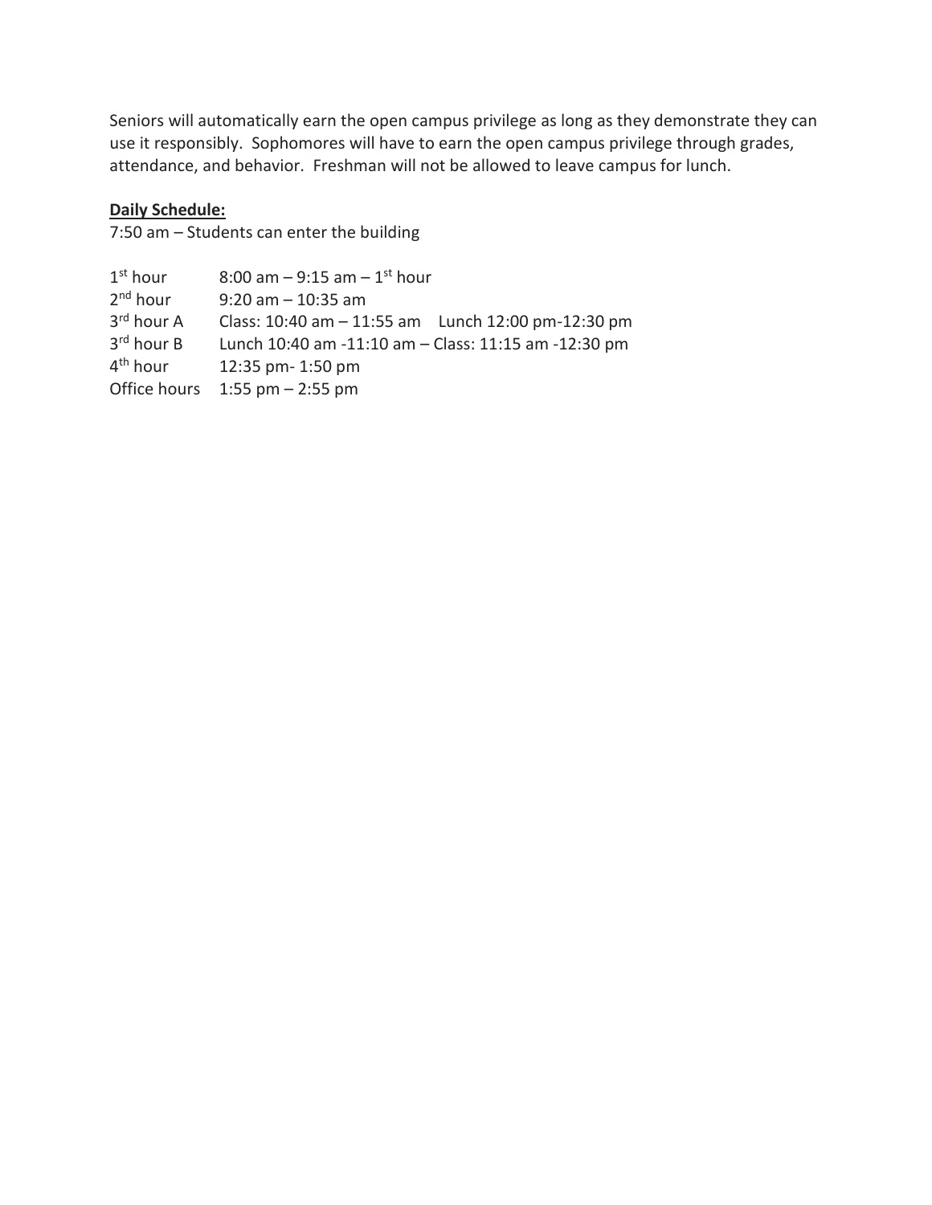Seniors will automatically earn the open campus privilege as long as they demonstrate they can use it responsibly. Sophomores will have to earn the open campus privilege through grades, attendance, and behavior. Freshman will not be allowed to leave campus for lunch.

**Daily Schedule:**

7:50 am – Students can enter the building

| | |
|---|---|
| 1st hour | 8:00 am – 9:15 am – 1st hour |
| 2nd hour | 9:20 am – 10:35 am |
| 3rd hour A | Class: 10:40 am – 11:55 am Lunch 12:00 pm-12:30 pm |
| 3rd hour B | Lunch 10:40 am -11:10 am – Class: 11:15 am -12:30 pm |
| 4th hour | 12:35 pm- 1:50 pm |
| Office hours | 1:55 pm – 2:55 pm |